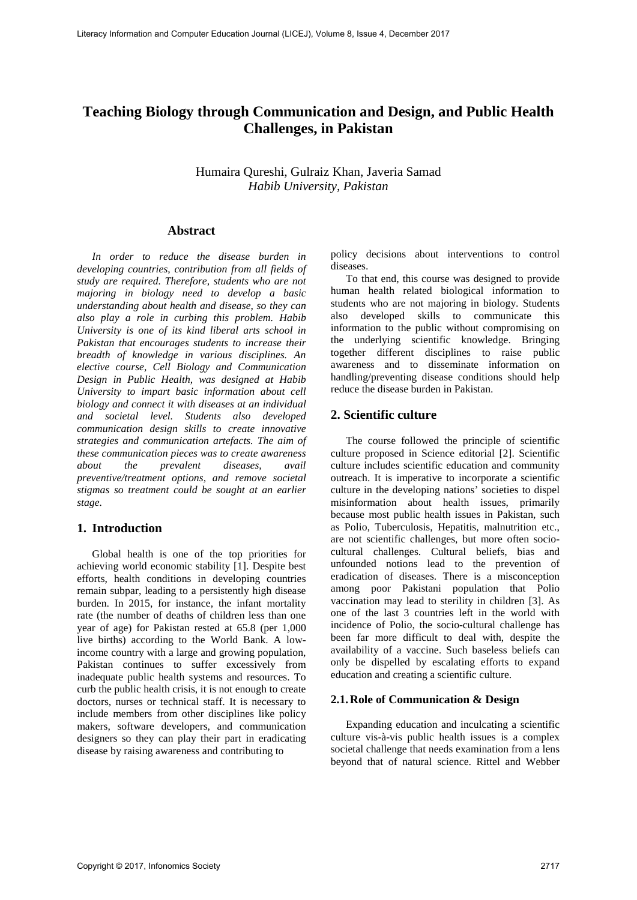# Teaching Biology through Communication and Design, and Public Health Challenges, in Pakistan

Humaira Qureshi, Gulraiz Khan, Javeria Samad
*Habib University, Pakistan*

## Abstract

*In order to reduce the disease burden in developing countries, contribution from all fields of study are required. Therefore, students who are not majoring in biology need to develop a basic understanding about health and disease, so they can also play a role in curbing this problem. Habib University is one of its kind liberal arts school in Pakistan that encourages students to increase their breadth of knowledge in various disciplines. An elective course, Cell Biology and Communication Design in Public Health, was designed at Habib University to impart basic information about cell biology and connect it with diseases at an individual and societal level. Students also developed communication design skills to create innovative strategies and communication artefacts. The aim of these communication pieces was to create awareness about the prevalent diseases, avail preventive/treatment options, and remove societal stigmas so treatment could be sought at an earlier stage.*

## 1. Introduction

Global health is one of the top priorities for achieving world economic stability [1]. Despite best efforts, health conditions in developing countries remain subpar, leading to a persistently high disease burden. In 2015, for instance, the infant mortality rate (the number of deaths of children less than one year of age) for Pakistan rested at 65.8 (per 1,000 live births) according to the World Bank. A low-income country with a large and growing population, Pakistan continues to suffer excessively from inadequate public health systems and resources. To curb the public health crisis, it is not enough to create doctors, nurses or technical staff. It is necessary to include members from other disciplines like policy makers, software developers, and communication designers so they can play their part in eradicating disease by raising awareness and contributing to policy decisions about interventions to control diseases.

To that end, this course was designed to provide human health related biological information to students who are not majoring in biology. Students also developed skills to communicate this information to the public without compromising on the underlying scientific knowledge. Bringing together different disciplines to raise public awareness and to disseminate information on handling/preventing disease conditions should help reduce the disease burden in Pakistan.

## 2. Scientific culture

The course followed the principle of scientific culture proposed in Science editorial [2]. Scientific culture includes scientific education and community outreach. It is imperative to incorporate a scientific culture in the developing nations' societies to dispel misinformation about health issues, primarily because most public health issues in Pakistan, such as Polio, Tuberculosis, Hepatitis, malnutrition etc., are not scientific challenges, but more often socio-cultural challenges. Cultural beliefs, bias and unfounded notions lead to the prevention of eradication of diseases. There is a misconception among poor Pakistani population that Polio vaccination may lead to sterility in children [3]. As one of the last 3 countries left in the world with incidence of Polio, the socio-cultural challenge has been far more difficult to deal with, despite the availability of a vaccine. Such baseless beliefs can only be dispelled by escalating efforts to expand education and creating a scientific culture.

### 2.1. Role of Communication & Design

Expanding education and inculcating a scientific culture vis-à-vis public health issues is a complex societal challenge that needs examination from a lens beyond that of natural science. Rittel and Webber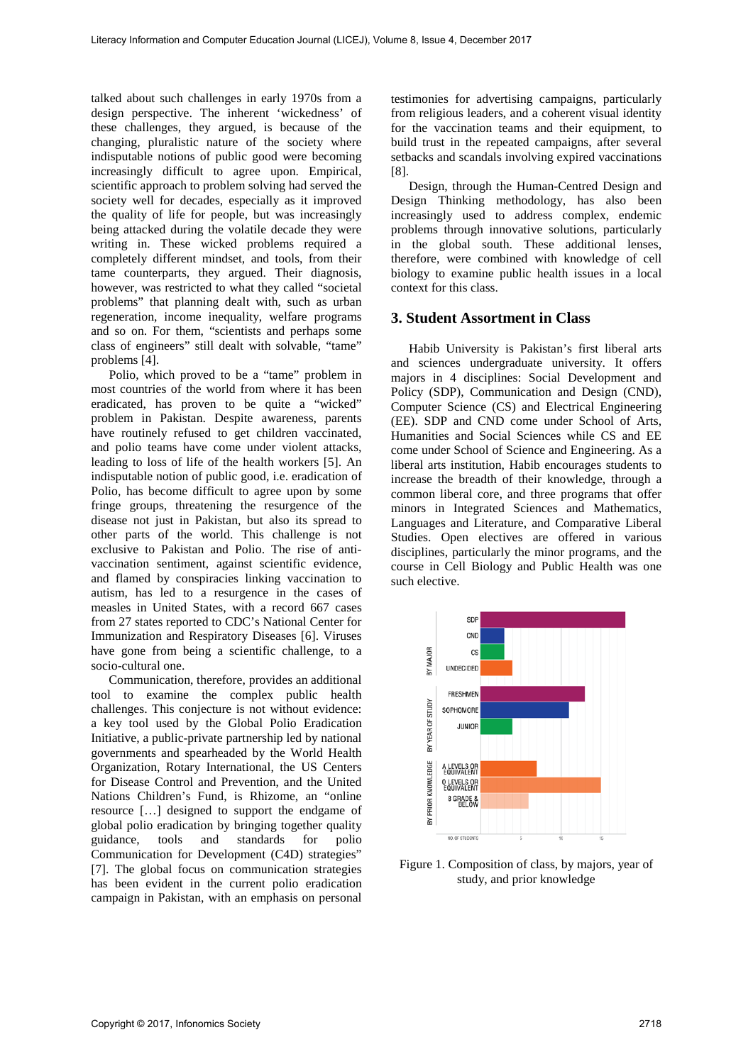talked about such challenges in early 1970s from a design perspective. The inherent 'wickedness' of these challenges, they argued, is because of the changing, pluralistic nature of the society where indisputable notions of public good were becoming increasingly difficult to agree upon. Empirical, scientific approach to problem solving had served the society well for decades, especially as it improved the quality of life for people, but was increasingly being attacked during the volatile decade they were writing in. These wicked problems required a completely different mindset, and tools, from their tame counterparts, they argued. Their diagnosis, however, was restricted to what they called "societal problems" that planning dealt with, such as urban regeneration, income inequality, welfare programs and so on. For them, "scientists and perhaps some class of engineers" still dealt with solvable, "tame" problems [4].

Polio, which proved to be a "tame" problem in most countries of the world from where it has been eradicated, has proven to be quite a "wicked" problem in Pakistan. Despite awareness, parents have routinely refused to get children vaccinated, and polio teams have come under violent attacks, leading to loss of life of the health workers [5]. An indisputable notion of public good, i.e. eradication of Polio, has become difficult to agree upon by some fringe groups, threatening the resurgence of the disease not just in Pakistan, but also its spread to other parts of the world. This challenge is not exclusive to Pakistan and Polio. The rise of anti-vaccination sentiment, against scientific evidence, and flamed by conspiracies linking vaccination to autism, has led to a resurgence in the cases of measles in United States, with a record 667 cases from 27 states reported to CDC's National Center for Immunization and Respiratory Diseases [6]. Viruses have gone from being a scientific challenge, to a socio-cultural one.

Communication, therefore, provides an additional tool to examine the complex public health challenges. This conjecture is not without evidence: a key tool used by the Global Polio Eradication Initiative, a public-private partnership led by national governments and spearheaded by the World Health Organization, Rotary International, the US Centers for Disease Control and Prevention, and the United Nations Children's Fund, is Rhizome, an "online resource […] designed to support the endgame of global polio eradication by bringing together quality guidance, tools and standards for polio Communication for Development (C4D) strategies" [7]. The global focus on communication strategies has been evident in the current polio eradication campaign in Pakistan, with an emphasis on personal testimonies for advertising campaigns, particularly from religious leaders, and a coherent visual identity for the vaccination teams and their equipment, to build trust in the repeated campaigns, after several setbacks and scandals involving expired vaccinations [8].

Design, through the Human-Centred Design and Design Thinking methodology, has also been increasingly used to address complex, endemic problems through innovative solutions, particularly in the global south. These additional lenses, therefore, were combined with knowledge of cell biology to examine public health issues in a local context for this class.

## 3. Student Assortment in Class

Habib University is Pakistan's first liberal arts and sciences undergraduate university. It offers majors in 4 disciplines: Social Development and Policy (SDP), Communication and Design (CND), Computer Science (CS) and Electrical Engineering (EE). SDP and CND come under School of Arts, Humanities and Social Sciences while CS and EE come under School of Science and Engineering. As a liberal arts institution, Habib encourages students to increase the breadth of their knowledge, through a common liberal core, and three programs that offer minors in Integrated Sciences and Mathematics, Languages and Literature, and Comparative Liberal Studies. Open electives are offered in various disciplines, particularly the minor programs, and the course in Cell Biology and Public Health was one such elective.

Figure 1. Composition of class, by majors, year of study, and prior knowledge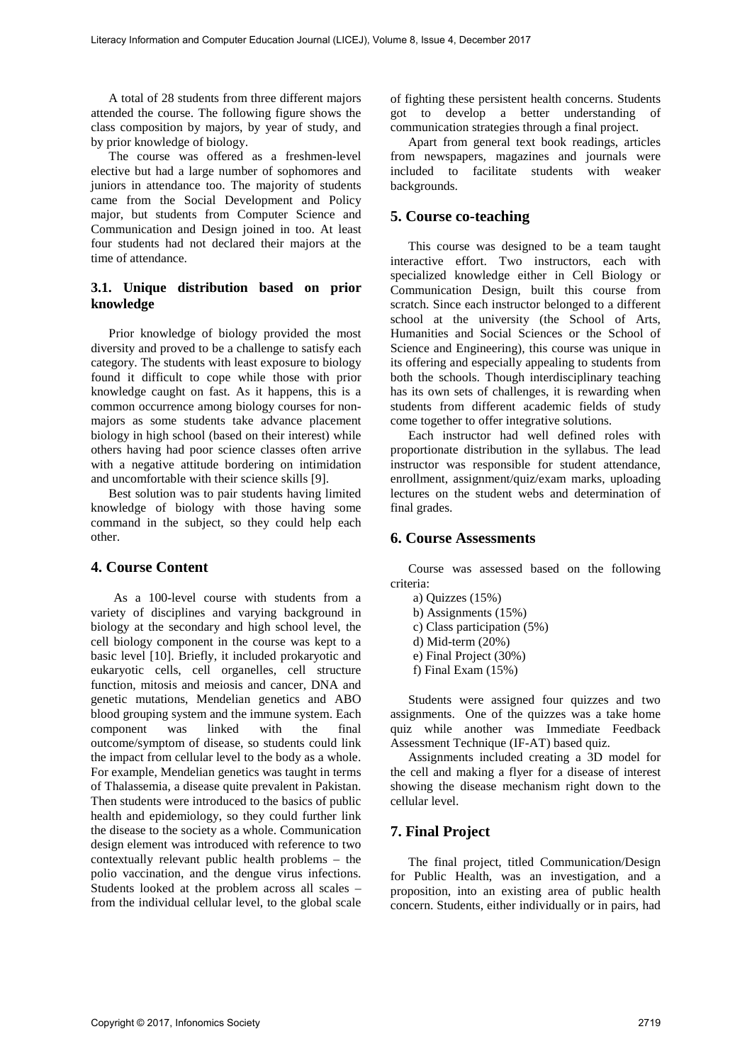A total of 28 students from three different majors attended the course. The following figure shows the class composition by majors, by year of study, and by prior knowledge of biology.

The course was offered as a freshmen-level elective but had a large number of sophomores and juniors in attendance too. The majority of students came from the Social Development and Policy major, but students from Computer Science and Communication and Design joined in too. At least four students had not declared their majors at the time of attendance.

### 3.1. Unique distribution based on prior knowledge

Prior knowledge of biology provided the most diversity and proved to be a challenge to satisfy each category. The students with least exposure to biology found it difficult to cope while those with prior knowledge caught on fast. As it happens, this is a common occurrence among biology courses for non-majors as some students take advance placement biology in high school (based on their interest) while others having had poor science classes often arrive with a negative attitude bordering on intimidation and uncomfortable with their science skills [9].

Best solution was to pair students having limited knowledge of biology with those having some command in the subject, so they could help each other.

## 4. Course Content

As a 100-level course with students from a variety of disciplines and varying background in biology at the secondary and high school level, the cell biology component in the course was kept to a basic level [10]. Briefly, it included prokaryotic and eukaryotic cells, cell organelles, cell structure function, mitosis and meiosis and cancer, DNA and genetic mutations, Mendelian genetics and ABO blood grouping system and the immune system. Each component was linked with the final outcome/symptom of disease, so students could link the impact from cellular level to the body as a whole. For example, Mendelian genetics was taught in terms of Thalassemia, a disease quite prevalent in Pakistan. Then students were introduced to the basics of public health and epidemiology, so they could further link the disease to the society as a whole. Communication design element was introduced with reference to two contextually relevant public health problems – the polio vaccination, and the dengue virus infections. Students looked at the problem across all scales – from the individual cellular level, to the global scale of fighting these persistent health concerns. Students got to develop a better understanding of communication strategies through a final project.

Apart from general text book readings, articles from newspapers, magazines and journals were included to facilitate students with weaker backgrounds.

## 5. Course co-teaching

This course was designed to be a team taught interactive effort. Two instructors, each with specialized knowledge either in Cell Biology or Communication Design, built this course from scratch. Since each instructor belonged to a different school at the university (the School of Arts, Humanities and Social Sciences or the School of Science and Engineering), this course was unique in its offering and especially appealing to students from both the schools. Though interdisciplinary teaching has its own sets of challenges, it is rewarding when students from different academic fields of study come together to offer integrative solutions.

Each instructor had well defined roles with proportionate distribution in the syllabus. The lead instructor was responsible for student attendance, enrollment, assignment/quiz/exam marks, uploading lectures on the student webs and determination of final grades.

## 6. Course Assessments

Course was assessed based on the following criteria:

a) Quizzes (15%)
b) Assignments (15%)
c) Class participation (5%)
d) Mid-term (20%)
e) Final Project (30%)
f) Final Exam (15%)

Students were assigned four quizzes and two assignments. One of the quizzes was a take home quiz while another was Immediate Feedback Assessment Technique (IF-AT) based quiz.

Assignments included creating a 3D model for the cell and making a flyer for a disease of interest showing the disease mechanism right down to the cellular level.

## 7. Final Project

The final project, titled Communication/Design for Public Health, was an investigation, and a proposition, into an existing area of public health concern. Students, either individually or in pairs, had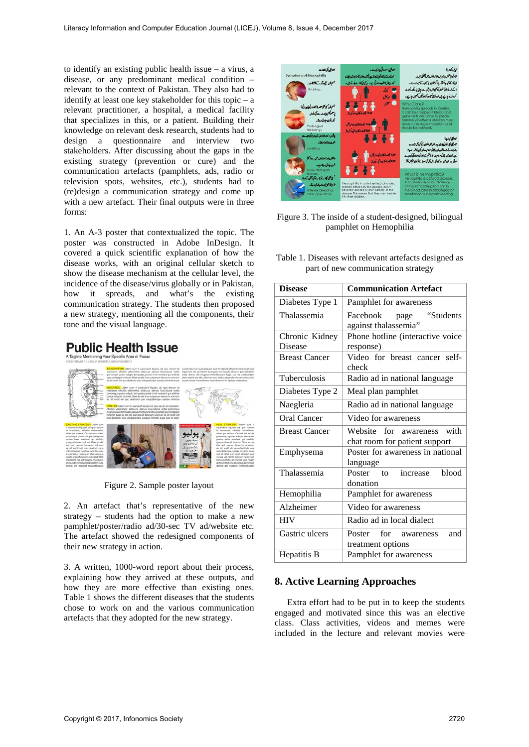to identify an existing public health issue – a virus, a disease, or any predominant medical condition – relevant to the context of Pakistan. They also had to identify at least one key stakeholder for this topic – a relevant practitioner, a hospital, a medical facility that specializes in this, or a patient. Building their knowledge on relevant desk research, students had to design a questionnaire and interview two stakeholders. After discussing about the gaps in the existing strategy (prevention or cure) and the communication artefacts (pamphlets, ads, radio or television spots, websites, etc.), students had to (re)design a communication strategy and come up with a new artefact. Their final outputs were in three forms:

1. An A-3 poster that contextualized the topic. The poster was constructed in Adobe InDesign. It covered a quick scientific explanation of how the disease works, with an original cellular sketch to show the disease mechanism at the cellular level, the incidence of the disease/virus globally or in Pakistan, how it spreads, and what's the existing communication strategy. The students then proposed a new strategy, mentioning all the components, their tone and the visual language.

Figure 2. Sample poster layout

2. An artefact that's representative of the new strategy – students had the option to make a new pamphlet/poster/radio ad/30-sec TV ad/website etc. The artefact showed the redesigned components of their new strategy in action.

3. A written, 1000-word report about their process, explaining how they arrived at these outputs, and how they are more effective than existing ones. Table 1 shows the different diseases that the students chose to work on and the various communication artefacts that they adopted for the new strategy.

Figure 3. The inside of a student-designed, bilingual pamphlet on Hemophilia

Table 1. Diseases with relevant artefacts designed as part of new communication strategy

| Disease | Communication Artefact |
|---|---|
| Diabetes Type 1 | Pamphlet for awareness |
| Thalassemia | Facebook page "Students against thalassemia" |
| Chronic Kidney Disease | Phone hotline (interactive voice response) |
| Breast Cancer | Video for breast cancer self-check |
| Tuberculosis | Radio ad in national language |
| Diabetes Type 2 | Meal plan pamphlet |
| Naegleria | Radio ad in national language |
| Oral Cancer | Video for awareness |
| Breast Cancer | Website for awareness with chat room for patient support |
| Emphysema | Poster for awareness in national language |
| Thalassemia | Poster to increase blood donation |
| Hemophilia | Pamphlet for awareness |
| Alzheimer | Video for awareness |
| HIV | Radio ad in local dialect |
| Gastric ulcers | Poster for awareness and treatment options |
| Hepatitis B | Pamphlet for awareness |

## 8. Active Learning Approaches

Extra effort had to be put in to keep the students engaged and motivated since this was an elective class. Class activities, videos and memes were included in the lecture and relevant movies were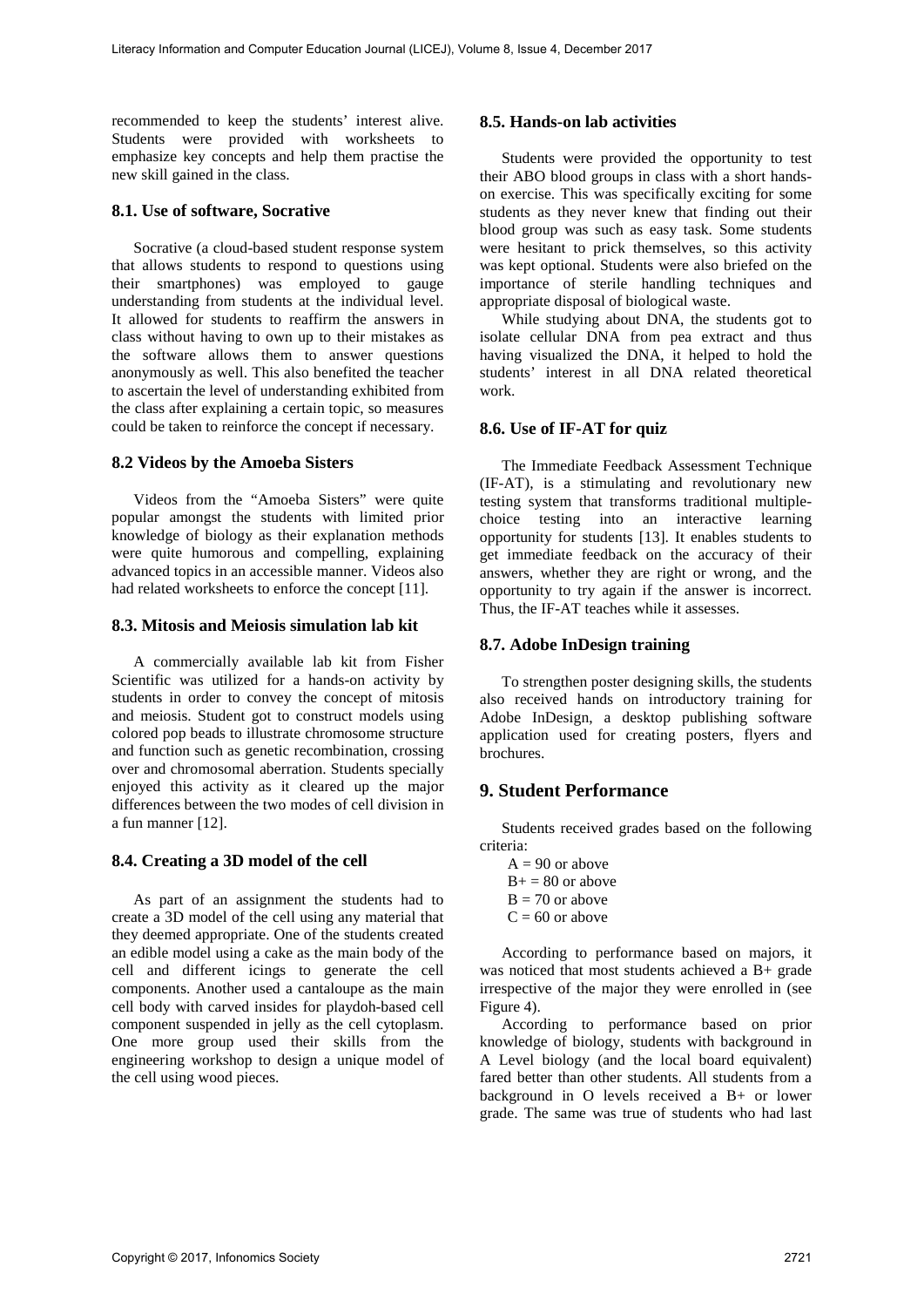recommended to keep the students' interest alive. Students were provided with worksheets to emphasize key concepts and help them practise the new skill gained in the class.

### 8.1. Use of software, Socrative

Socrative (a cloud-based student response system that allows students to respond to questions using their smartphones) was employed to gauge understanding from students at the individual level. It allowed for students to reaffirm the answers in class without having to own up to their mistakes as the software allows them to answer questions anonymously as well. This also benefited the teacher to ascertain the level of understanding exhibited from the class after explaining a certain topic, so measures could be taken to reinforce the concept if necessary.

### 8.2 Videos by the Amoeba Sisters

Videos from the "Amoeba Sisters" were quite popular amongst the students with limited prior knowledge of biology as their explanation methods were quite humorous and compelling, explaining advanced topics in an accessible manner. Videos also had related worksheets to enforce the concept [11].

### 8.3. Mitosis and Meiosis simulation lab kit

A commercially available lab kit from Fisher Scientific was utilized for a hands-on activity by students in order to convey the concept of mitosis and meiosis. Student got to construct models using colored pop beads to illustrate chromosome structure and function such as genetic recombination, crossing over and chromosomal aberration. Students specially enjoyed this activity as it cleared up the major differences between the two modes of cell division in a fun manner [12].

### 8.4. Creating a 3D model of the cell

As part of an assignment the students had to create a 3D model of the cell using any material that they deemed appropriate. One of the students created an edible model using a cake as the main body of the cell and different icings to generate the cell components. Another used a cantaloupe as the main cell body with carved insides for playdoh-based cell component suspended in jelly as the cell cytoplasm. One more group used their skills from the engineering workshop to design a unique model of the cell using wood pieces.

### 8.5. Hands-on lab activities

Students were provided the opportunity to test their ABO blood groups in class with a short hands-on exercise. This was specifically exciting for some students as they never knew that finding out their blood group was such as easy task. Some students were hesitant to prick themselves, so this activity was kept optional. Students were also briefed on the importance of sterile handling techniques and appropriate disposal of biological waste.

While studying about DNA, the students got to isolate cellular DNA from pea extract and thus having visualized the DNA, it helped to hold the students' interest in all DNA related theoretical work.

### 8.6. Use of IF-AT for quiz

The Immediate Feedback Assessment Technique (IF-AT), is a stimulating and revolutionary new testing system that transforms traditional multiple-choice testing into an interactive learning opportunity for students [13]. It enables students to get immediate feedback on the accuracy of their answers, whether they are right or wrong, and the opportunity to try again if the answer is incorrect. Thus, the IF-AT teaches while it assesses.

### 8.7. Adobe InDesign training

To strengthen poster designing skills, the students also received hands on introductory training for Adobe InDesign, a desktop publishing software application used for creating posters, flyers and brochures.

## 9. Student Performance

Students received grades based on the following criteria:

A = 90 or above
B+ = 80 or above
B = 70 or above
C = 60 or above

According to performance based on majors, it was noticed that most students achieved a B+ grade irrespective of the major they were enrolled in (see Figure 4).

According to performance based on prior knowledge of biology, students with background in A Level biology (and the local board equivalent) fared better than other students. All students from a background in O levels received a B+ or lower grade. The same was true of students who had last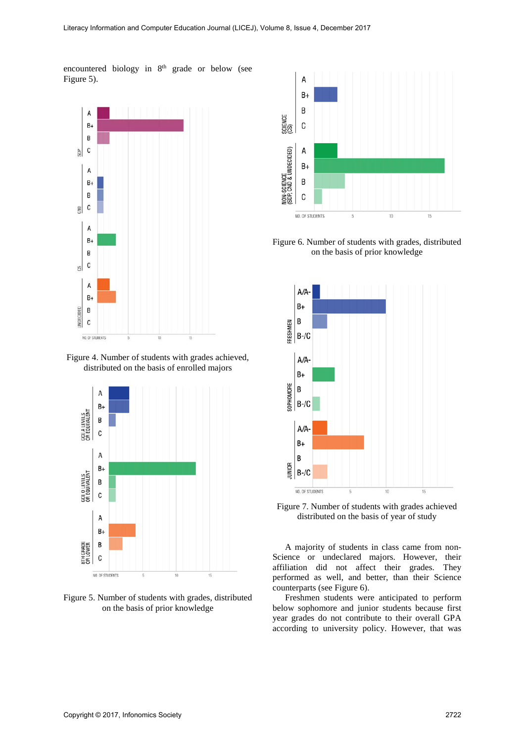encountered biology in 8th grade or below (see Figure 5).

Figure 4. Number of students with grades achieved, distributed on the basis of enrolled majors

Figure 5. Number of students with grades, distributed on the basis of prior knowledge

Figure 6. Number of students with grades, distributed on the basis of prior knowledge

Figure 7. Number of students with grades achieved distributed on the basis of year of study

A majority of students in class came from non-Science or undeclared majors. However, their affiliation did not affect their grades. They performed as well, and better, than their Science counterparts (see Figure 6).

Freshmen students were anticipated to perform below sophomore and junior students because first year grades do not contribute to their overall GPA according to university policy. However, that was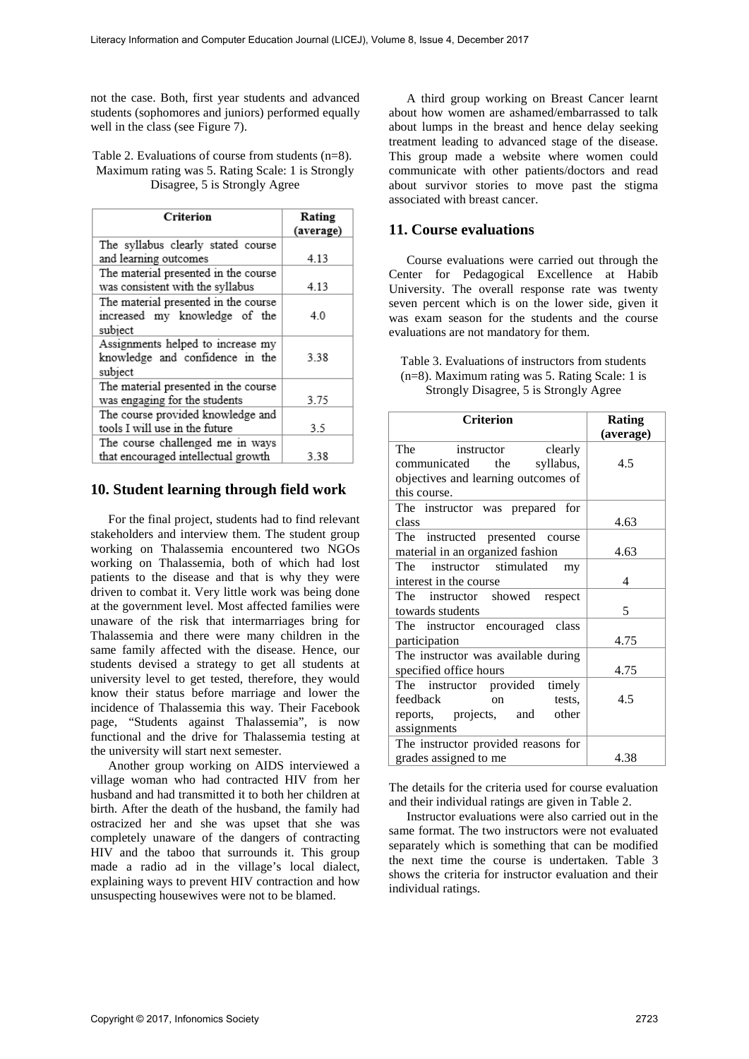not the case. Both, first year students and advanced students (sophomores and juniors) performed equally well in the class (see Figure 7).

Table 2. Evaluations of course from students (n=8). Maximum rating was 5. Rating Scale: 1 is Strongly Disagree, 5 is Strongly Agree

| Criterion | Rating (average) |
|---|---|
| The syllabus clearly stated course and learning outcomes | 4.13 |
| The material presented in the course was consistent with the syllabus | 4.13 |
| The material presented in the course increased my knowledge of the subject | 4.0 |
| Assignments helped to increase my knowledge and confidence in the subject | 3.38 |
| The material presented in the course was engaging for the students | 3.75 |
| The course provided knowledge and tools I will use in the future | 3.5 |
| The course challenged me in ways that encouraged intellectual growth | 3.38 |

## 10. Student learning through field work

For the final project, students had to find relevant stakeholders and interview them. The student group working on Thalassemia encountered two NGOs working on Thalassemia, both of which had lost patients to the disease and that is why they were driven to combat it. Very little work was being done at the government level. Most affected families were unaware of the risk that intermarriages bring for Thalassemia and there were many children in the same family affected with the disease. Hence, our students devised a strategy to get all students at university level to get tested, therefore, they would know their status before marriage and lower the incidence of Thalassemia this way. Their Facebook page, "Students against Thalassemia", is now functional and the drive for Thalassemia testing at the university will start next semester.

Another group working on AIDS interviewed a village woman who had contracted HIV from her husband and had transmitted it to both her children at birth. After the death of the husband, the family had ostracized her and she was upset that she was completely unaware of the dangers of contracting HIV and the taboo that surrounds it. This group made a radio ad in the village's local dialect, explaining ways to prevent HIV contraction and how unsuspecting housewives were not to be blamed.

A third group working on Breast Cancer learnt about how women are ashamed/embarrassed to talk about lumps in the breast and hence delay seeking treatment leading to advanced stage of the disease. This group made a website where women could communicate with other patients/doctors and read about survivor stories to move past the stigma associated with breast cancer.

## 11. Course evaluations

Course evaluations were carried out through the Center for Pedagogical Excellence at Habib University. The overall response rate was twenty seven percent which is on the lower side, given it was exam season for the students and the course evaluations are not mandatory for them.

Table 3. Evaluations of instructors from students (n=8). Maximum rating was 5. Rating Scale: 1 is Strongly Disagree, 5 is Strongly Agree

| Criterion | Rating (average) |
|---|---|
| The instructor clearly communicated the syllabus, objectives and learning outcomes of this course. | 4.5 |
| The instructor was prepared for class | 4.63 |
| The instructed presented course material in an organized fashion | 4.63 |
| The instructor stimulated my interest in the course | 4 |
| The instructor showed respect towards students | 5 |
| The instructor encouraged class participation | 4.75 |
| The instructor was available during specified office hours | 4.75 |
| The instructor provided timely feedback on tests, reports, projects, and other assignments | 4.5 |
| The instructor provided reasons for grades assigned to me | 4.38 |

The details for the criteria used for course evaluation and their individual ratings are given in Table 2.

Instructor evaluations were also carried out in the same format. The two instructors were not evaluated separately which is something that can be modified the next time the course is undertaken. Table 3 shows the criteria for instructor evaluation and their individual ratings.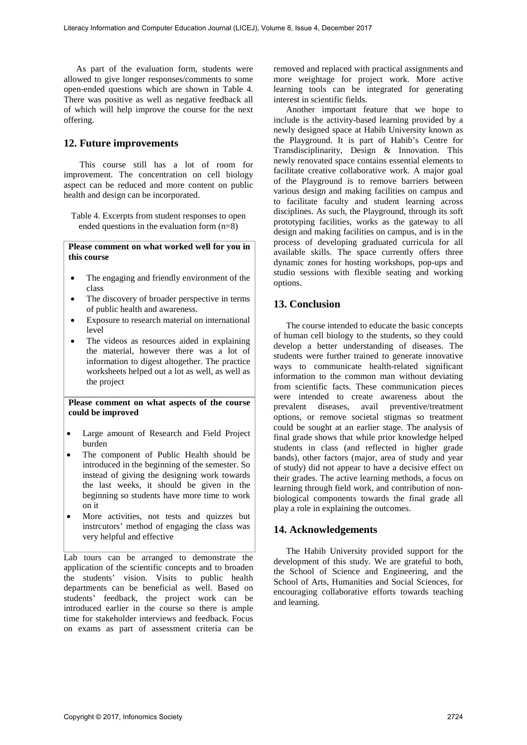As part of the evaluation form, students were allowed to give longer responses/comments to some open-ended questions which are shown in Table 4. There was positive as well as negative feedback all of which will help improve the course for the next offering.

## 12. Future improvements

This course still has a lot of room for improvement. The concentration on cell biology aspect can be reduced and more content on public health and design can be incorporated.

Table 4. Excerpts from student responses to open ended questions in the evaluation form (n=8)

| **Please comment on what worked well for you in this course** |
|---|
| • The engaging and friendly environment of the class<br>• The discovery of broader perspective in terms of public health and awareness.<br>• Exposure to research material on international level<br>• The videos as resources aided in explaining the material, however there was a lot of information to digest altogether. The practice worksheets helped out a lot as well, as well as the project |
| **Please comment on what aspects of the course could be improved** |
| • Large amount of Research and Field Project burden<br>• The component of Public Health should be introduced in the beginning of the semester. So instead of giving the designing work towards the last weeks, it should be given in the beginning so students have more time to work on it<br>• More activities, not tests and quizzes but instrcutors' method of engaging the class was very helpful and effective |

Lab tours can be arranged to demonstrate the application of the scientific concepts and to broaden the students' vision. Visits to public health departments can be beneficial as well. Based on students' feedback, the project work can be introduced earlier in the course so there is ample time for stakeholder interviews and feedback. Focus on exams as part of assessment criteria can be removed and replaced with practical assignments and more weightage for project work. More active learning tools can be integrated for generating interest in scientific fields.

Another important feature that we hope to include is the activity-based learning provided by a newly designed space at Habib University known as the Playground. It is part of Habib's Centre for Transdisciplinarity, Design & Innovation. This newly renovated space contains essential elements to facilitate creative collaborative work. A major goal of the Playground is to remove barriers between various design and making facilities on campus and to facilitate faculty and student learning across disciplines. As such, the Playground, through its soft prototyping facilities, works as the gateway to all design and making facilities on campus, and is in the process of developing graduated curricula for all available skills. The space currently offers three dynamic zones for hosting workshops, pop-ups and studio sessions with flexible seating and working options.

## 13. Conclusion

The course intended to educate the basic concepts of human cell biology to the students, so they could develop a better understanding of diseases. The students were further trained to generate innovative ways to communicate health-related significant information to the common man without deviating from scientific facts. These communication pieces were intended to create awareness about the prevalent diseases, avail preventive/treatment options, or remove societal stigmas so treatment could be sought at an earlier stage. The analysis of final grade shows that while prior knowledge helped students in class (and reflected in higher grade bands), other factors (major, area of study and year of study) did not appear to have a decisive effect on their grades. The active learning methods, a focus on learning through field work, and contribution of non-biological components towards the final grade all play a role in explaining the outcomes.

## 14. Acknowledgements

The Habib University provided support for the development of this study. We are grateful to both, the School of Science and Engineering, and the School of Arts, Humanities and Social Sciences, for encouraging collaborative efforts towards teaching and learning.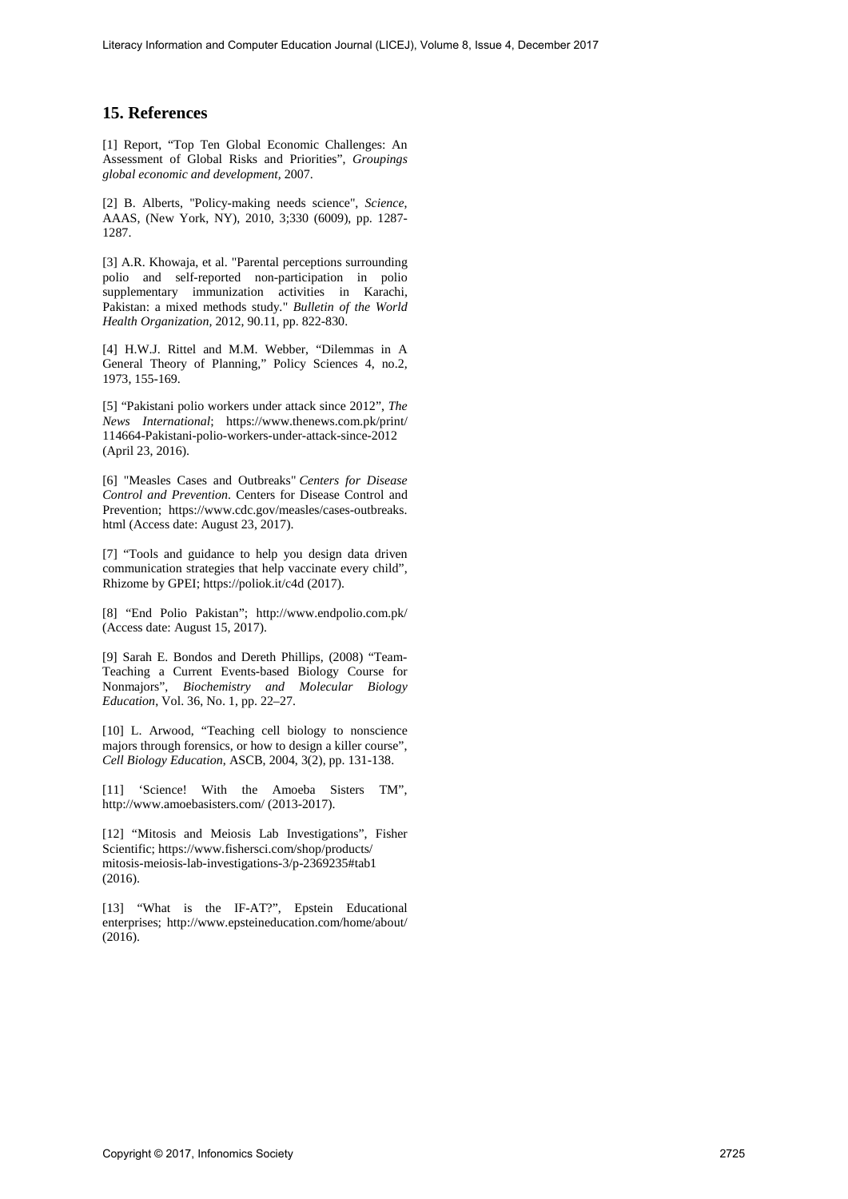## 15. References

[1] Report, "Top Ten Global Economic Challenges: An Assessment of Global Risks and Priorities", *Groupings global economic and development*, 2007.

[2] B. Alberts, "Policy-making needs science", *Science*, AAAS, (New York, NY), 2010, 3;330 (6009), pp. 1287-1287.

[3] A.R. Khowaja, et al. "Parental perceptions surrounding polio and self-reported non-participation in polio supplementary immunization activities in Karachi, Pakistan: a mixed methods study." *Bulletin of the World Health Organization*, 2012, 90.11, pp. 822-830.

[4] H.W.J. Rittel and M.M. Webber, "Dilemmas in A General Theory of Planning," Policy Sciences 4, no.2, 1973, 155-169.

[5] "Pakistani polio workers under attack since 2012", *The News International*; https://www.thenews.com.pk/print/114664-Pakistani-polio-workers-under-attack-since-2012 (April 23, 2016).

[6] "Measles Cases and Outbreaks" *Centers for Disease Control and Prevention*. Centers for Disease Control and Prevention; https://www.cdc.gov/measles/cases-outbreaks.html (Access date: August 23, 2017).

[7] "Tools and guidance to help you design data driven communication strategies that help vaccinate every child", Rhizome by GPEI; https://poliok.it/c4d (2017).

[8] "End Polio Pakistan"; http://www.endpolio.com.pk/ (Access date: August 15, 2017).

[9] Sarah E. Bondos and Dereth Phillips, (2008) "Team-Teaching a Current Events-based Biology Course for Nonmajors", *Biochemistry and Molecular Biology Education*, Vol. 36, No. 1, pp. 22–27.

[10] L. Arwood, "Teaching cell biology to nonscience majors through forensics, or how to design a killer course", *Cell Biology Education*, ASCB, 2004, 3(2), pp. 131-138.

[11] 'Science! With the Amoeba Sisters TM", http://www.amoebasisters.com/ (2013-2017).

[12] "Mitosis and Meiosis Lab Investigations", Fisher Scientific; https://www.fishersci.com/shop/products/mitosis-meiosis-lab-investigations-3/p-2369235#tab1 (2016).

[13] "What is the IF-AT?", Epstein Educational enterprises; http://www.epsteineducation.com/home/about/ (2016).